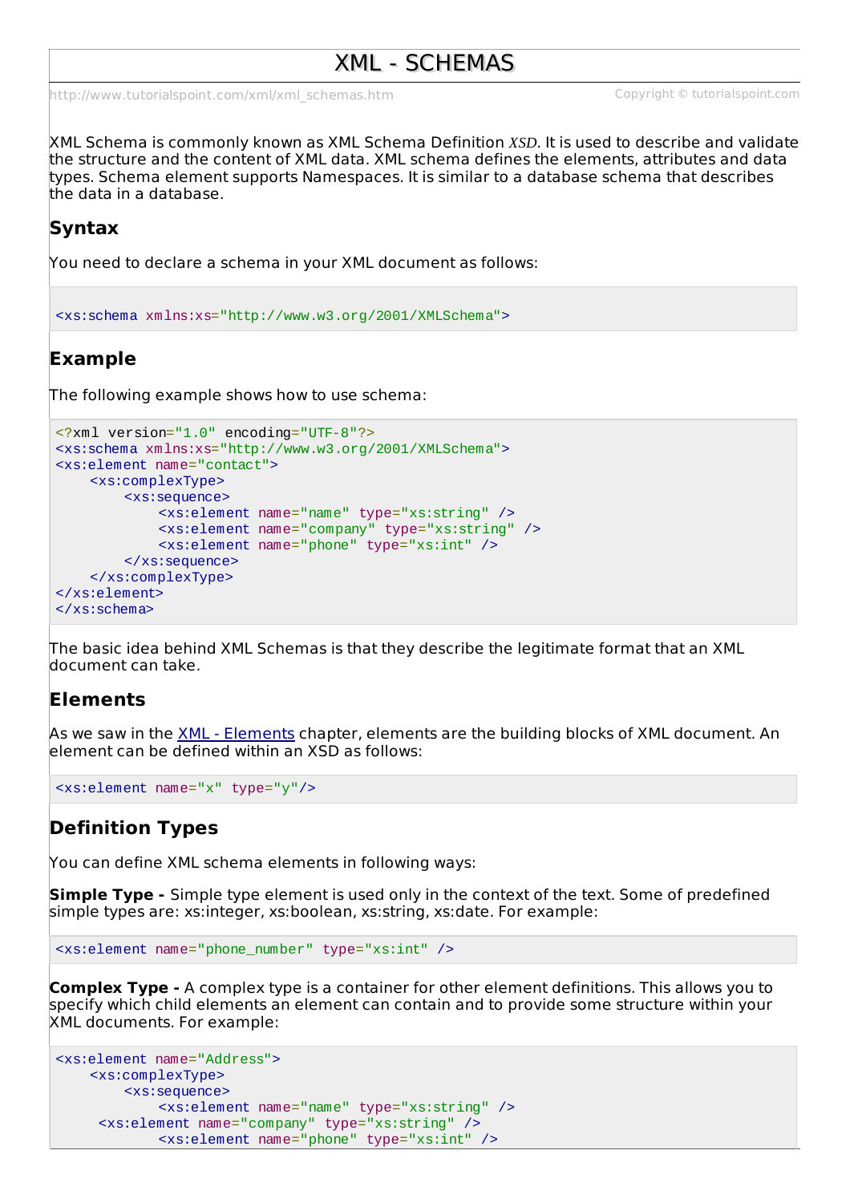# XML - SCHEMAS

http://www.tutorialspoint.com/xml/xml_schemas.htm Copyright © tutorialspoint.com

XML Schema is commonly known as XML Schema Definition *XSD*. It is used to describe and validate the structure and the content of XML data. XML schema defines the elements, attributes and data types. Schema element supports Namespaces. It is similar to a database schema that describes the data in a database.

## Syntax

You need to declare a schema in your XML document as follows:

```
<xs:schema xmlns:xs="http://www.w3.org/2001/XMLSchema">
```

## Example

The following example shows how to use schema:

```
<?xml version="1.0" encoding="UTF-8"?>
<xs:schema xmlns:xs="http://www.w3.org/2001/XMLSchema">
<xs:element name="contact">
    <xs:complexType>
        <xs:sequence>
            <xs:element name="name" type="xs:string" />
            <xs:element name="company" type="xs:string" />
            <xs:element name="phone" type="xs:int" />
        </xs:sequence>
    </xs:complexType>
</xs:element>
</xs:schema>
```

The basic idea behind XML Schemas is that they describe the legitimate format that an XML document can take.

## Elements

As we saw in the XML - Elements chapter, elements are the building blocks of XML document. An element can be defined within an XSD as follows:

```
<xs:element name="x" type="y"/>
```

## Definition Types

You can define XML schema elements in following ways:

**Simple Type -** Simple type element is used only in the context of the text. Some of predefined simple types are: xs:integer, xs:boolean, xs:string, xs:date. For example:

```
<xs:element name="phone_number" type="xs:int" />
```

**Complex Type -** A complex type is a container for other element definitions. This allows you to specify which child elements an element can contain and to provide some structure within your XML documents. For example:

```
<xs:element name="Address">
    <xs:complexType>
        <xs:sequence>
            <xs:element name="name" type="xs:string" />
     <xs:element name="company" type="xs:string" />
            <xs:element name="phone" type="xs:int" />
```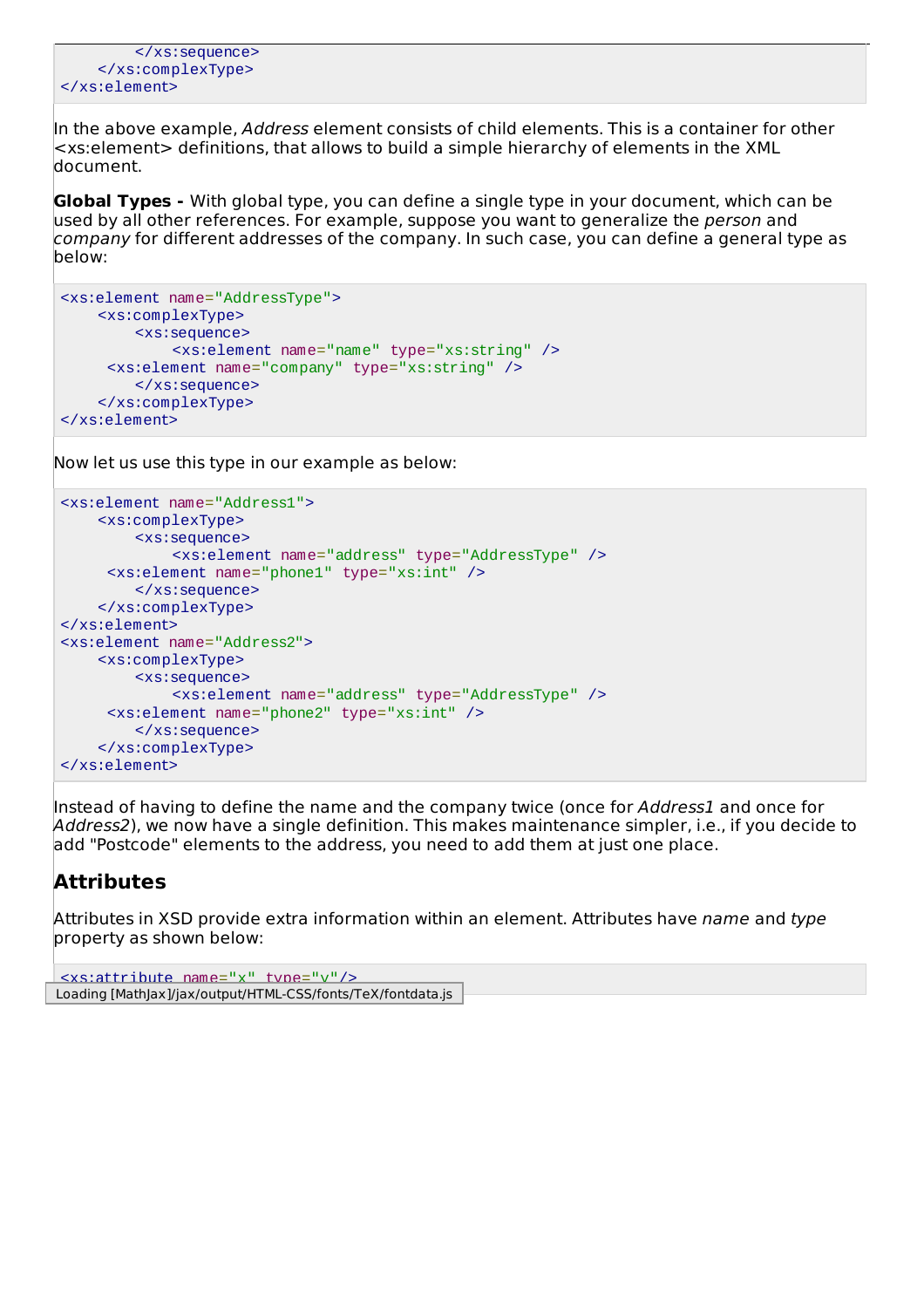```
        </xs:sequence>
    </xs:complexType>
</xs:element>
```

In the above example, *Address* element consists of child elements. This is a container for other <xs:element> definitions, that allows to build a simple hierarchy of elements in the XML document.

**Global Types -** With global type, you can define a single type in your document, which can be used by all other references. For example, suppose you want to generalize the *person* and *company* for different addresses of the company. In such case, you can define a general type as below:

```
<xs:element name="AddressType">
    <xs:complexType>
        <xs:sequence>
            <xs:element name="name" type="xs:string" />
     <xs:element name="company" type="xs:string" />
        </xs:sequence>
    </xs:complexType>
</xs:element>
```

Now let us use this type in our example as below:

```
<xs:element name="Address1">
    <xs:complexType>
        <xs:sequence>
            <xs:element name="address" type="AddressType" />
     <xs:element name="phone1" type="xs:int" />
        </xs:sequence>
    </xs:complexType>
</xs:element>
<xs:element name="Address2">
    <xs:complexType>
        <xs:sequence>
            <xs:element name="address" type="AddressType" />
     <xs:element name="phone2" type="xs:int" />
        </xs:sequence>
    </xs:complexType>
</xs:element>
```

Instead of having to define the name and the company twice (once for *Address1* and once for *Address2*), we now have a single definition. This makes maintenance simpler, i.e., if you decide to add "Postcode" elements to the address, you need to add them at just one place.

## Attributes

Attributes in XSD provide extra information within an element. Attributes have *name* and *type* property as shown below:

```
<xs:attribute name="x" type="y"/>
```

Loading [MathJax]/jax/output/HTML-CSS/fonts/TeX/fontdata.js